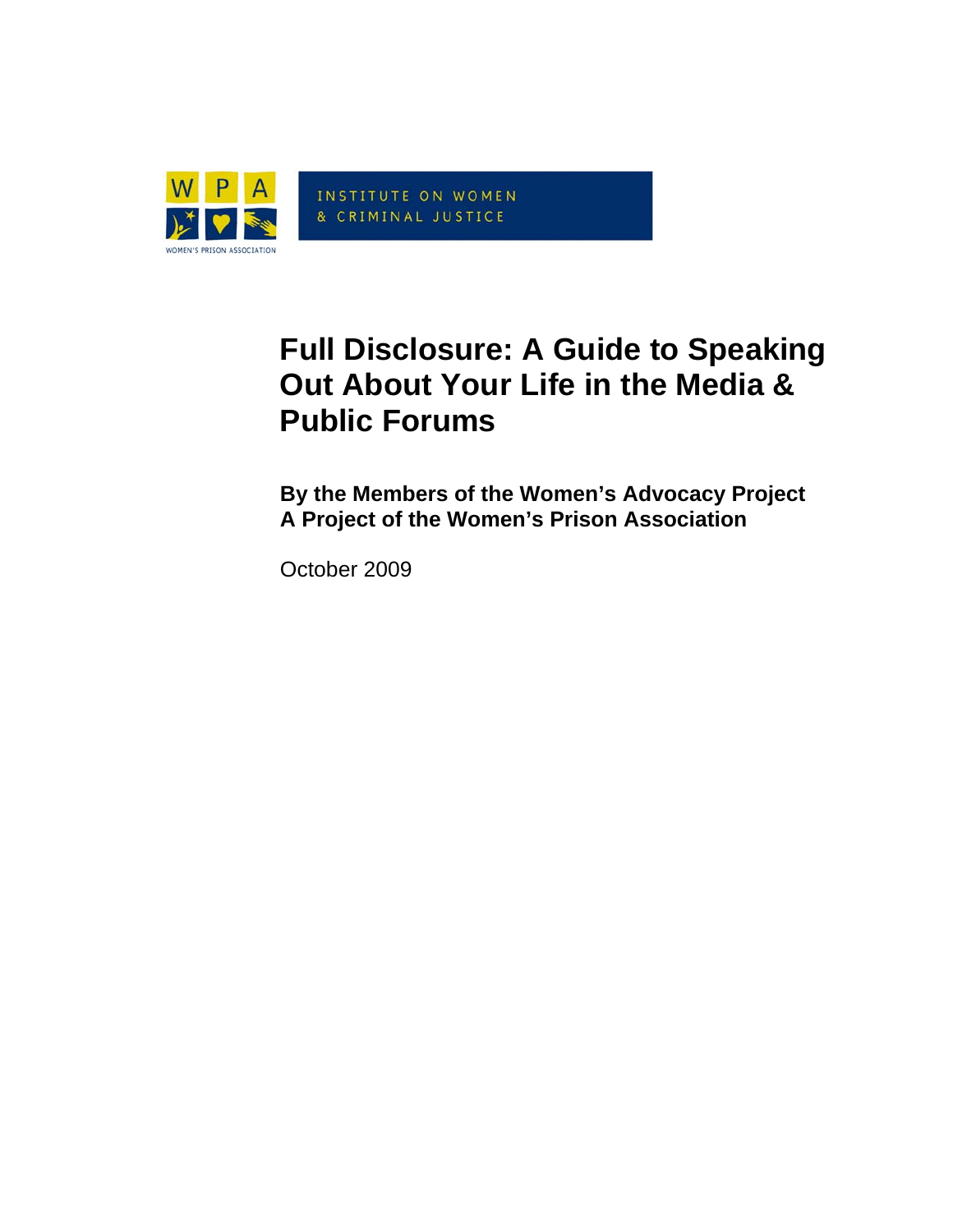WPA

WOMEN'S PRISON ASSOCIATION

INSTITUTE ON WOMEN & CRIMINAL JUSTICE

# Full Disclosure: A Guide to Speaking Out About Your Life in the Media & Public Forums

**By the Members of the Women's Advocacy Project**
**A Project of the Women's Prison Association**

October 2009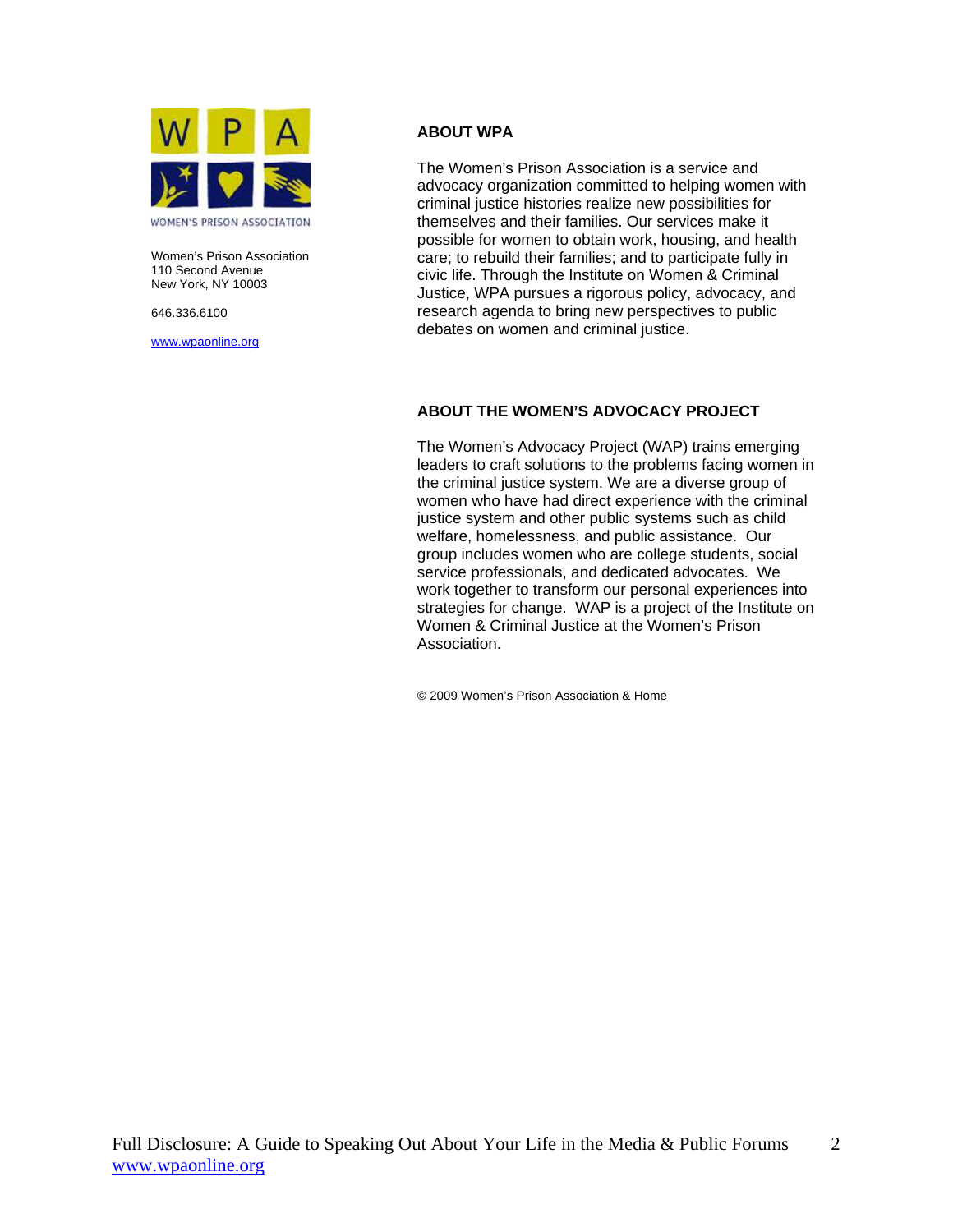WOMEN'S PRISON ASSOCIATION

Women's Prison Association
110 Second Avenue
New York, NY 10003

646.336.6100

www.wpaonline.org

## ABOUT WPA

The Women's Prison Association is a service and advocacy organization committed to helping women with criminal justice histories realize new possibilities for themselves and their families. Our services make it possible for women to obtain work, housing, and health care; to rebuild their families; and to participate fully in civic life. Through the Institute on Women & Criminal Justice, WPA pursues a rigorous policy, advocacy, and research agenda to bring new perspectives to public debates on women and criminal justice.

## ABOUT THE WOMEN'S ADVOCACY PROJECT

The Women's Advocacy Project (WAP) trains emerging leaders to craft solutions to the problems facing women in the criminal justice system. We are a diverse group of women who have had direct experience with the criminal justice system and other public systems such as child welfare, homelessness, and public assistance. Our group includes women who are college students, social service professionals, and dedicated advocates. We work together to transform our personal experiences into strategies for change. WAP is a project of the Institute on Women & Criminal Justice at the Women's Prison Association.

© 2009 Women's Prison Association & Home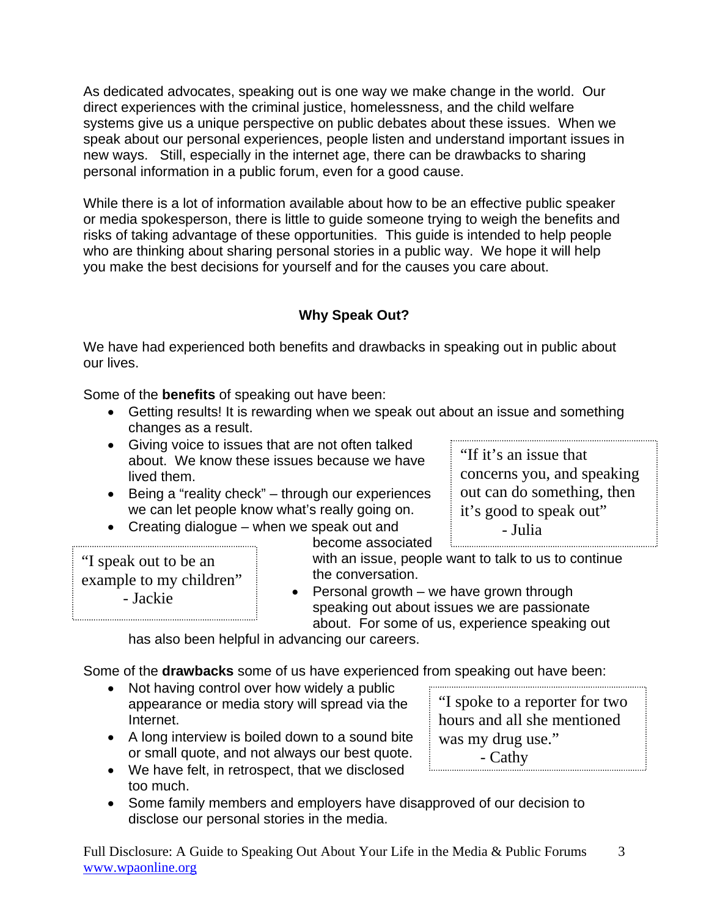As dedicated advocates, speaking out is one way we make change in the world. Our direct experiences with the criminal justice, homelessness, and the child welfare systems give us a unique perspective on public debates about these issues. When we speak about our personal experiences, people listen and understand important issues in new ways. Still, especially in the internet age, there can be drawbacks to sharing personal information in a public forum, even for a good cause.

While there is a lot of information available about how to be an effective public speaker or media spokesperson, there is little to guide someone trying to weigh the benefits and risks of taking advantage of these opportunities. This guide is intended to help people who are thinking about sharing personal stories in a public way. We hope it will help you make the best decisions for yourself and for the causes you care about.

## Why Speak Out?

We have had experienced both benefits and drawbacks in speaking out in public about our lives.

Some of the **benefits** of speaking out have been:

- Getting results! It is rewarding when we speak out about an issue and something changes as a result.
- Giving voice to issues that are not often talked about. We know these issues because we have lived them.
- Being a "reality check" – through our experiences we can let people know what's really going on.
- Creating dialogue – when we speak out and become associated with an issue, people want to talk to us to continue the conversation.
- Personal growth – we have grown through speaking out about issues we are passionate about. For some of us, experience speaking out has also been helpful in advancing our careers.

> "If it's an issue that concerns you, and speaking out can do something, then it's good to speak out"
> - Julia

> "I speak out to be an example to my children"
> - Jackie

Some of the **drawbacks** some of us have experienced from speaking out have been:

- Not having control over how widely a public appearance or media story will spread via the Internet.
- A long interview is boiled down to a sound bite or small quote, and not always our best quote.
- We have felt, in retrospect, that we disclosed too much.
- Some family members and employers have disapproved of our decision to disclose our personal stories in the media.

> "I spoke to a reporter for two hours and all she mentioned was my drug use."
> - Cathy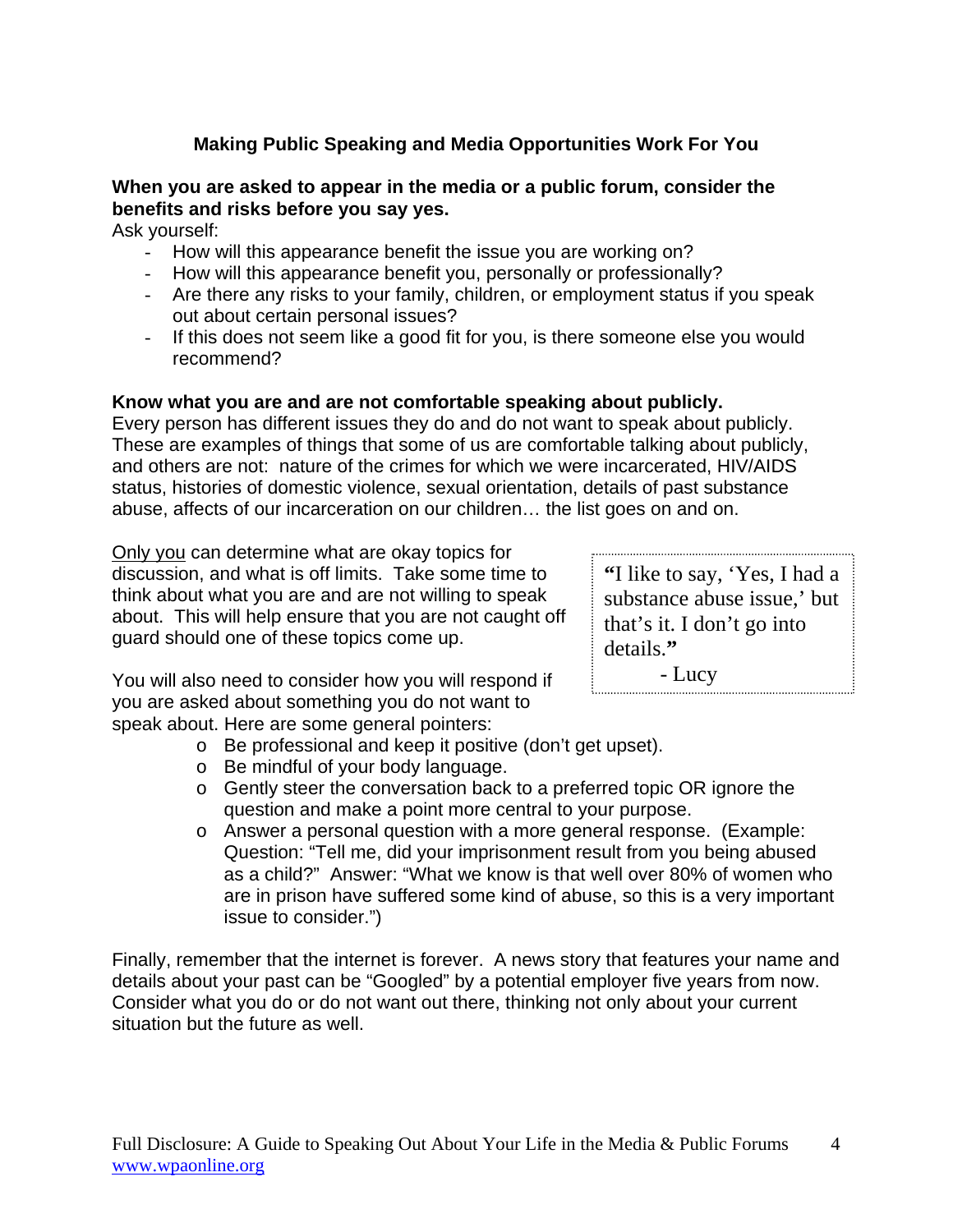## Making Public Speaking and Media Opportunities Work For You

**When you are asked to appear in the media or a public forum, consider the benefits and risks before you say yes.**

Ask yourself:

- How will this appearance benefit the issue you are working on?
- How will this appearance benefit you, personally or professionally?
- Are there any risks to your family, children, or employment status if you speak out about certain personal issues?
- If this does not seem like a good fit for you, is there someone else you would recommend?

**Know what you are and are not comfortable speaking about publicly.**

Every person has different issues they do and do not want to speak about publicly. These are examples of things that some of us are comfortable talking about publicly, and others are not: nature of the crimes for which we were incarcerated, HIV/AIDS status, histories of domestic violence, sexual orientation, details of past substance abuse, affects of our incarceration on our children… the list goes on and on.

<u>Only you</u> can determine what are okay topics for discussion, and what is off limits. Take some time to think about what you are and are not willing to speak about. This will help ensure that you are not caught off guard should one of these topics come up.

> **"**I like to say, 'Yes, I had a substance abuse issue,' but that's it. I don't go into details.**"**
>
> - Lucy

You will also need to consider how you will respond if you are asked about something you do not want to speak about. Here are some general pointers:

- Be professional and keep it positive (don't get upset).
- Be mindful of your body language.
- Gently steer the conversation back to a preferred topic OR ignore the question and make a point more central to your purpose.
- Answer a personal question with a more general response. (Example: Question: "Tell me, did your imprisonment result from you being abused as a child?" Answer: "What we know is that well over 80% of women who are in prison have suffered some kind of abuse, so this is a very important issue to consider.")

Finally, remember that the internet is forever. A news story that features your name and details about your past can be "Googled" by a potential employer five years from now. Consider what you do or do not want out there, thinking not only about your current situation but the future as well.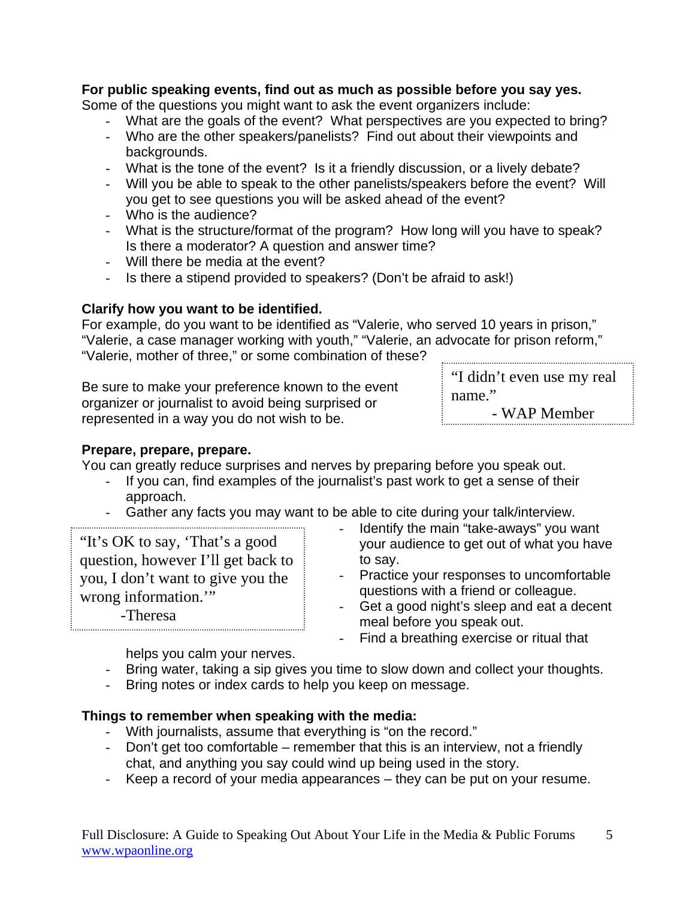**For public speaking events, find out as much as possible before you say yes.**
Some of the questions you might want to ask the event organizers include:

- What are the goals of the event? What perspectives are you expected to bring?
- Who are the other speakers/panelists? Find out about their viewpoints and backgrounds.
- What is the tone of the event? Is it a friendly discussion, or a lively debate?
- Will you be able to speak to the other panelists/speakers before the event? Will you get to see questions you will be asked ahead of the event?
- Who is the audience?
- What is the structure/format of the program? How long will you have to speak? Is there a moderator? A question and answer time?
- Will there be media at the event?
- Is there a stipend provided to speakers? (Don't be afraid to ask!)

**Clarify how you want to be identified.**
For example, do you want to be identified as "Valerie, who served 10 years in prison," "Valerie, a case manager working with youth," "Valerie, an advocate for prison reform," "Valerie, mother of three," or some combination of these?

Be sure to make your preference known to the event organizer or journalist to avoid being surprised or represented in a way you do not wish to be.

> "I didn't even use my real name."
> - WAP Member

**Prepare, prepare, prepare.**
You can greatly reduce surprises and nerves by preparing before you speak out.

- If you can, find examples of the journalist's past work to get a sense of their approach.
- Gather any facts you may want to be able to cite during your talk/interview.
- Identify the main "take-aways" you want your audience to get out of what you have to say.
- Practice your responses to uncomfortable questions with a friend or colleague.
- Get a good night's sleep and eat a decent meal before you speak out.
- Find a breathing exercise or ritual that helps you calm your nerves.
- Bring water, taking a sip gives you time to slow down and collect your thoughts.
- Bring notes or index cards to help you keep on message.

> "It's OK to say, 'That's a good question, however I'll get back to you, I don't want to give you the wrong information.'"
> -Theresa

**Things to remember when speaking with the media:**

- With journalists, assume that everything is "on the record."
- Don't get too comfortable – remember that this is an interview, not a friendly chat, and anything you say could wind up being used in the story.
- Keep a record of your media appearances – they can be put on your resume.